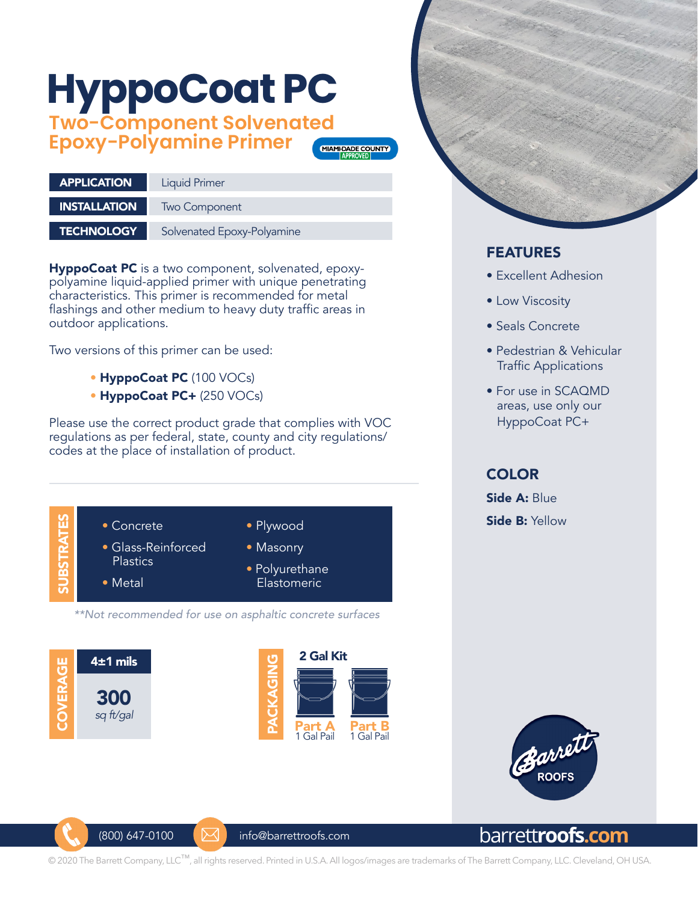# HyppoCoat PC

## Two-Component Solvenated Epoxy-Polyamine Primer

MIAMI-DADE COUNTY APPROVED

| | |
|---|---|
| **APPLICATION** | Liquid Primer |
| **INSTALLATION** | Two Component |
| **TECHNOLOGY** | Solvenated Epoxy-Polyamine |

**HyppoCoat PC** is a two component, solvenated, epoxy-polyamine liquid-applied primer with unique penetrating characteristics. This primer is recommended for metal flashings and other medium to heavy duty traffic areas in outdoor applications.

Two versions of this primer can be used:

- **HyppoCoat PC** (100 VOCs)
- **HyppoCoat PC+** (250 VOCs)

Please use the correct product grade that complies with VOC regulations as per federal, state, county and city regulations/ codes at the place of installation of product.

### SUBSTRATES

- Concrete
- Glass-Reinforced Plastics
- Metal
- Plywood
- Masonry
- Polyurethane Elastomeric

*\*\*Not recommended for use on asphaltic concrete surfaces*

### COVERAGE

**4±1 mils**

**300** *sq ft/gal*

### PACKAGING

**2 Gal Kit**

- **Part A** 1 Gal Pail
- **Part B** 1 Gal Pail

### FEATURES

- Excellent Adhesion
- Low Viscosity
- Seals Concrete
- Pedestrian & Vehicular Traffic Applications
- For use in SCAQMD areas, use only our HyppoCoat PC+

### COLOR

**Side A:** Blue

**Side B:** Yellow

Barrett ROOFS

(800) 647-0100 info@barrettroofs.com barrettroofs.com

© 2020 The Barrett Company, LLC™, all rights reserved. Printed in U.S.A. All logos/images are trademarks of The Barrett Company, LLC. Cleveland, OH USA.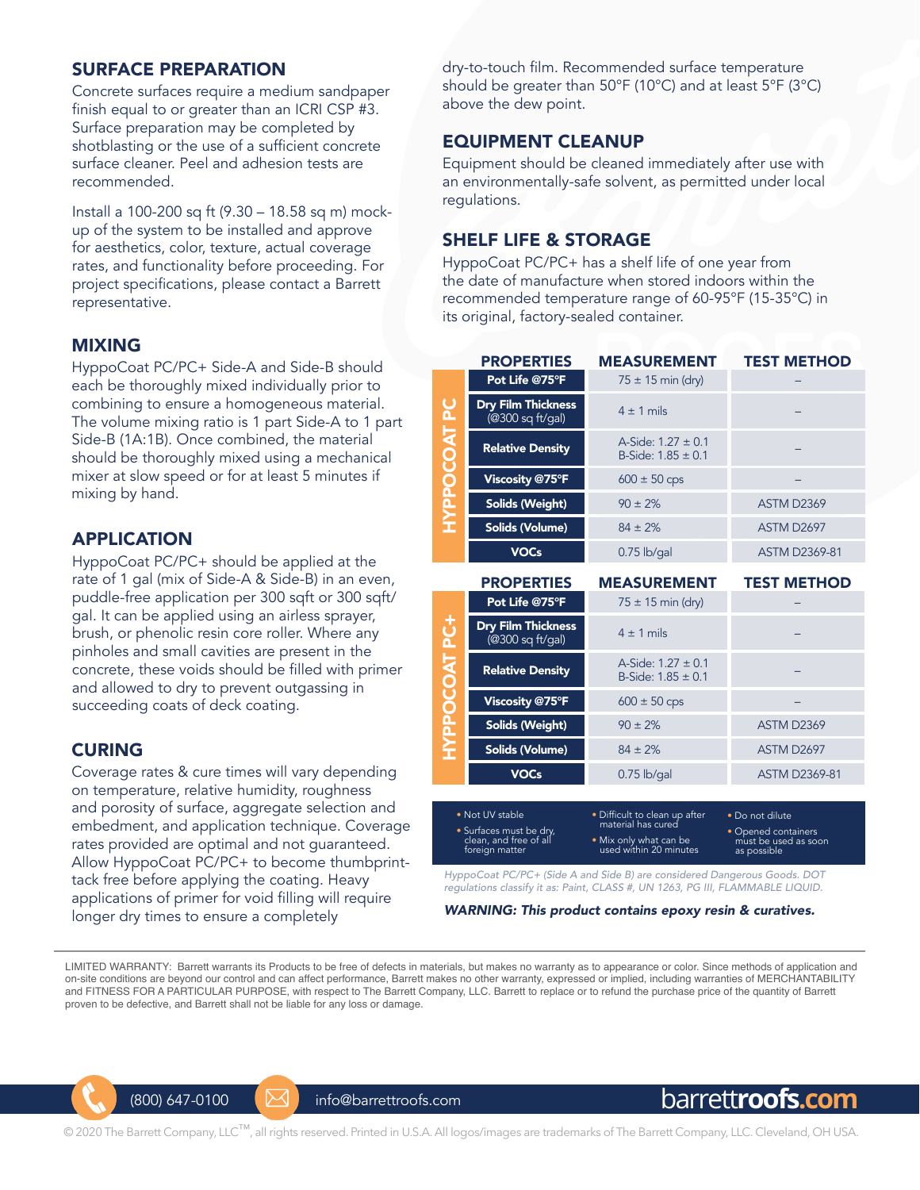## SURFACE PREPARATION

Concrete surfaces require a medium sandpaper finish equal to or greater than an ICRI CSP #3. Surface preparation may be completed by shotblasting or the use of a sufficient concrete surface cleaner. Peel and adhesion tests are recommended.

Install a 100-200 sq ft (9.30 – 18.58 sq m) mock-up of the system to be installed and approve for aesthetics, color, texture, actual coverage rates, and functionality before proceeding. For project specifications, please contact a Barrett representative.

## MIXING

HyppoCoat PC/PC+ Side-A and Side-B should each be thoroughly mixed individually prior to combining to ensure a homogeneous material. The volume mixing ratio is 1 part Side-A to 1 part Side-B (1A:1B). Once combined, the material should be thoroughly mixed using a mechanical mixer at slow speed or for at least 5 minutes if mixing by hand.

## APPLICATION

HyppoCoat PC/PC+ should be applied at the rate of 1 gal (mix of Side-A & Side-B) in an even, puddle-free application per 300 sqft or 300 sqft/gal. It can be applied using an airless sprayer, brush, or phenolic resin core roller. Where any pinholes and small cavities are present in the concrete, these voids should be filled with primer and allowed to dry to prevent outgassing in succeeding coats of deck coating.

## CURING

Coverage rates & cure times will vary depending on temperature, relative humidity, roughness and porosity of surface, aggregate selection and embedment, and application technique. Coverage rates provided are optimal and not guaranteed. Allow HyppoCoat PC/PC+ to become thumbprint-tack free before applying the coating. Heavy applications of primer for void filling will require longer dry times to ensure a completely dry-to-touch film. Recommended surface temperature should be greater than 50°F (10°C) and at least 5°F (3°C) above the dew point.

## EQUIPMENT CLEANUP

Equipment should be cleaned immediately after use with an environmentally-safe solvent, as permitted under local regulations.

## SHELF LIFE & STORAGE

HyppoCoat PC/PC+ has a shelf life of one year from the date of manufacture when stored indoors within the recommended temperature range of 60-95°F (15-35°C) in its original, factory-sealed container.

**HYPPOCOAT PC**

| PROPERTIES | MEASUREMENT | TEST METHOD |
|---|---|---|
| Pot Life @75°F | 75 ± 15 min (dry) | – |
| Dry Film Thickness (@300 sq ft/gal) | 4 ± 1 mils | – |
| Relative Density | A-Side: 1.27 ± 0.1<br>B-Side: 1.85 ± 0.1 | – |
| Viscosity @75°F | 600 ± 50 cps | – |
| Solids (Weight) | 90 ± 2% | ASTM D2369 |
| Solids (Volume) | 84 ± 2% | ASTM D2697 |
| VOCs | 0.75 lb/gal | ASTM D2369-81 |

**HYPPOCOAT PC+**

| PROPERTIES | MEASUREMENT | TEST METHOD |
|---|---|---|
| Pot Life @75°F | 75 ± 15 min (dry) | – |
| Dry Film Thickness (@300 sq ft/gal) | 4 ± 1 mils | – |
| Relative Density | A-Side: 1.27 ± 0.1<br>B-Side: 1.85 ± 0.1 | – |
| Viscosity @75°F | 600 ± 50 cps | – |
| Solids (Weight) | 90 ± 2% | ASTM D2369 |
| Solids (Volume) | 84 ± 2% | ASTM D2697 |
| VOCs | 0.75 lb/gal | ASTM D2369-81 |

- Not UV stable
- Surfaces must be dry, clean, and free of all foreign matter
- Difficult to clean up after material has cured
- Mix only what can be used within 20 minutes
- Do not dilute
- Opened containers must be used as soon as possible

*HyppoCoat PC/PC+ (Side A and Side B) are considered Dangerous Goods. DOT regulations classify it as: Paint, CLASS #, UN 1263, PG III, FLAMMABLE LIQUID.*

***WARNING: This product contains epoxy resin & curatives.***

LIMITED WARRANTY: Barrett warrants its Products to be free of defects in materials, but makes no warranty as to appearance or color. Since methods of application and on-site conditions are beyond our control and can affect performance, Barrett makes no other warranty, expressed or implied, including warranties of MERCHANTABILITY and FITNESS FOR A PARTICULAR PURPOSE, with respect to The Barrett Company, LLC. Barrett to replace or to refund the purchase price of the quantity of Barrett proven to be defective, and Barrett shall not be liable for any loss or damage.

(800) 647-0100 info@barrettroofs.com barrettroofs.com

© 2020 The Barrett Company, LLC™, all rights reserved. Printed in U.S.A. All logos/images are trademarks of The Barrett Company, LLC. Cleveland, OH USA.